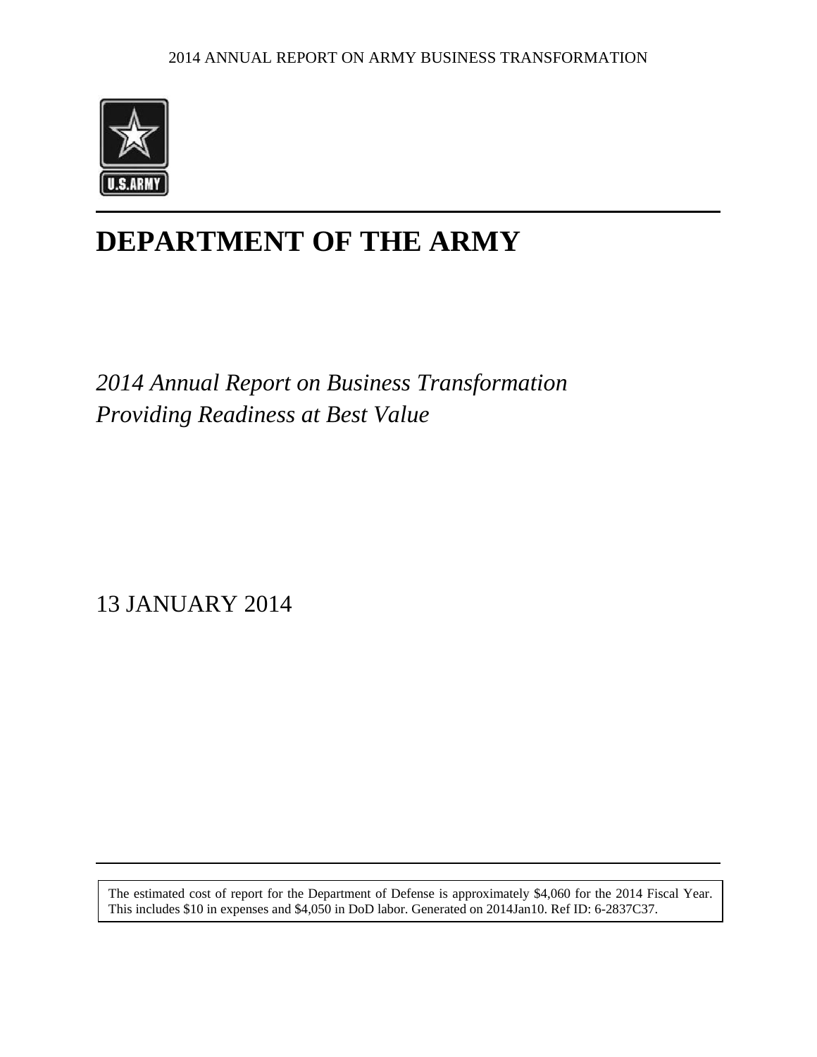# DEPARTMENT OF THE ARMY

*2014 Annual Report on Business Transformation*
*Providing Readiness at Best Value*

13 JANUARY 2014

The estimated cost of report for the Department of Defense is approximately $4,060 for the 2014 Fiscal Year. This includes $10 in expenses and $4,050 in DoD labor. Generated on 2014Jan10. Ref ID: 6-2837C37.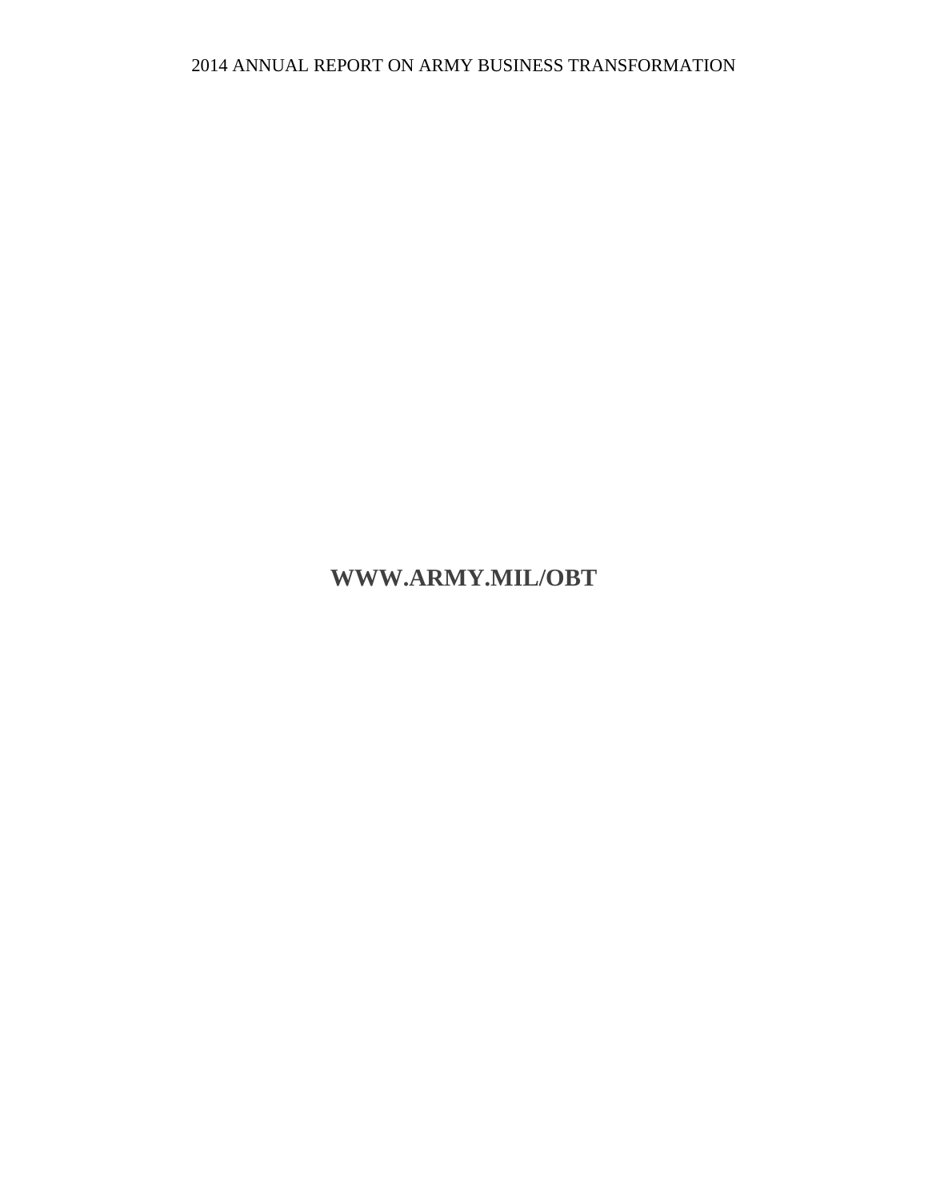2014 ANNUAL REPORT ON ARMY BUSINESS TRANSFORMATION

**WWW.ARMY.MIL/OBT**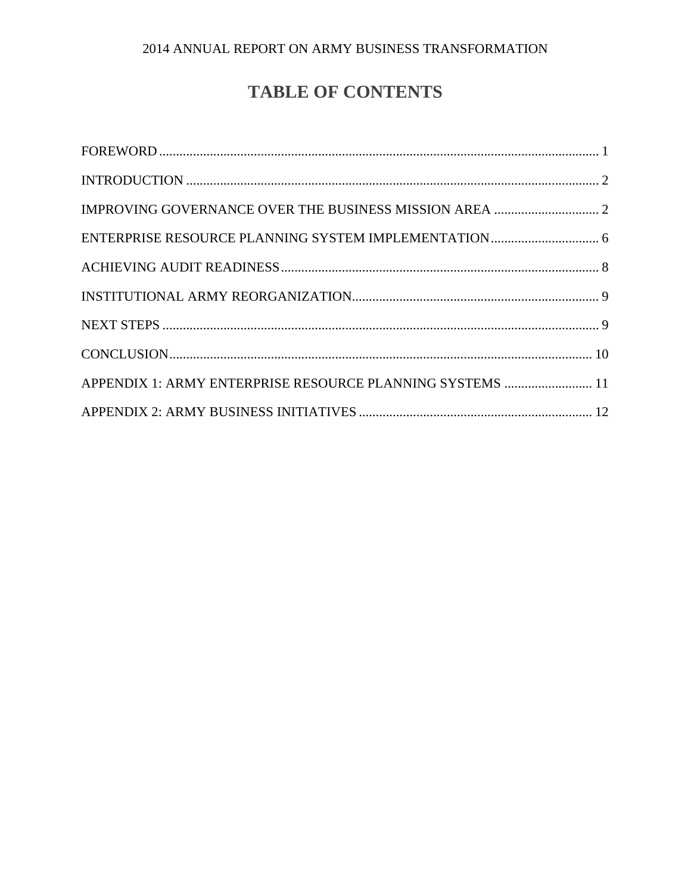# TABLE OF CONTENTS

FOREWORD ................................................................................................................................ 1

INTRODUCTION ......................................................................................................................... 2

IMPROVING GOVERNANCE OVER THE BUSINESS MISSION AREA ............................... 2

ENTERPRISE RESOURCE PLANNING SYSTEM IMPLEMENTATION................................ 6

ACHIEVING AUDIT READINESS............................................................................................. 8

INSTITUTIONAL ARMY REORGANIZATION......................................................................... 9

NEXT STEPS ............................................................................................................................... 9

CONCLUSION........................................................................................................................... 10

APPENDIX 1: ARMY ENTERPRISE RESOURCE PLANNING SYSTEMS .......................... 11

APPENDIX 2: ARMY BUSINESS INITIATIVES .................................................................... 12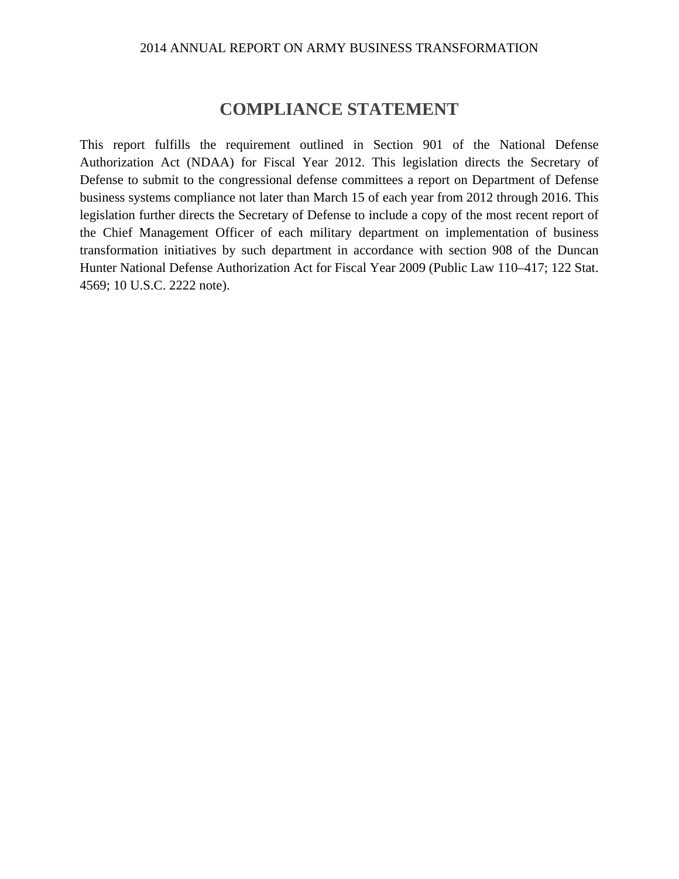# COMPLIANCE STATEMENT

This report fulfills the requirement outlined in Section 901 of the National Defense Authorization Act (NDAA) for Fiscal Year 2012. This legislation directs the Secretary of Defense to submit to the congressional defense committees a report on Department of Defense business systems compliance not later than March 15 of each year from 2012 through 2016. This legislation further directs the Secretary of Defense to include a copy of the most recent report of the Chief Management Officer of each military department on implementation of business transformation initiatives by such department in accordance with section 908 of the Duncan Hunter National Defense Authorization Act for Fiscal Year 2009 (Public Law 110–417; 122 Stat. 4569; 10 U.S.C. 2222 note).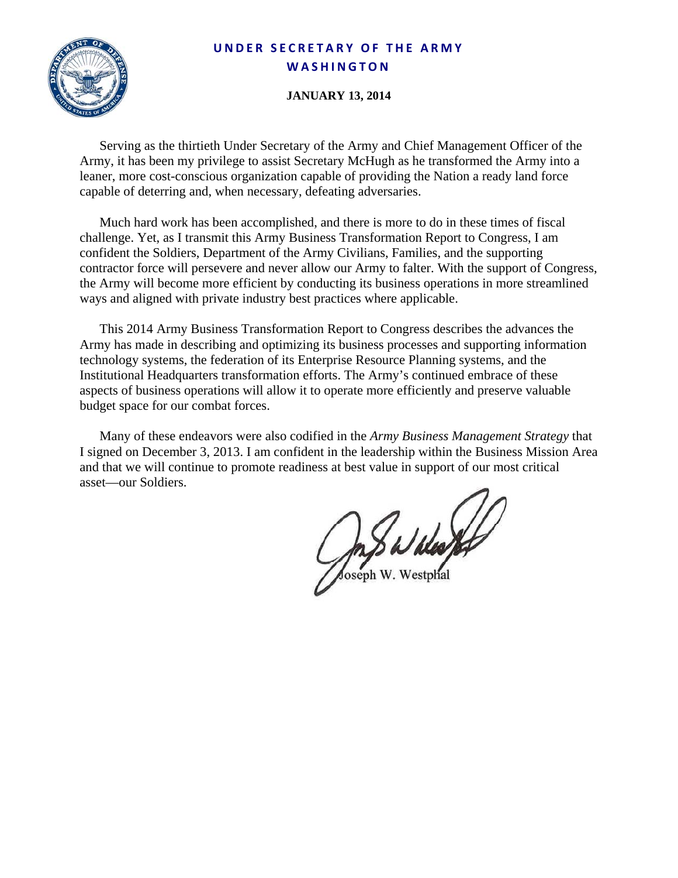**UNDER SECRETARY OF THE ARMY**
**WASHINGTON**

**JANUARY 13, 2014**

Serving as the thirtieth Under Secretary of the Army and Chief Management Officer of the Army, it has been my privilege to assist Secretary McHugh as he transformed the Army into a leaner, more cost-conscious organization capable of providing the Nation a ready land force capable of deterring and, when necessary, defeating adversaries.

Much hard work has been accomplished, and there is more to do in these times of fiscal challenge. Yet, as I transmit this Army Business Transformation Report to Congress, I am confident the Soldiers, Department of the Army Civilians, Families, and the supporting contractor force will persevere and never allow our Army to falter. With the support of Congress, the Army will become more efficient by conducting its business operations in more streamlined ways and aligned with private industry best practices where applicable.

This 2014 Army Business Transformation Report to Congress describes the advances the Army has made in describing and optimizing its business processes and supporting information technology systems, the federation of its Enterprise Resource Planning systems, and the Institutional Headquarters transformation efforts. The Army's continued embrace of these aspects of business operations will allow it to operate more efficiently and preserve valuable budget space for our combat forces.

Many of these endeavors were also codified in the *Army Business Management Strategy* that I signed on December 3, 2013. I am confident in the leadership within the Business Mission Area and that we will continue to promote readiness at best value in support of our most critical asset—our Soldiers.

Joseph W. Westphal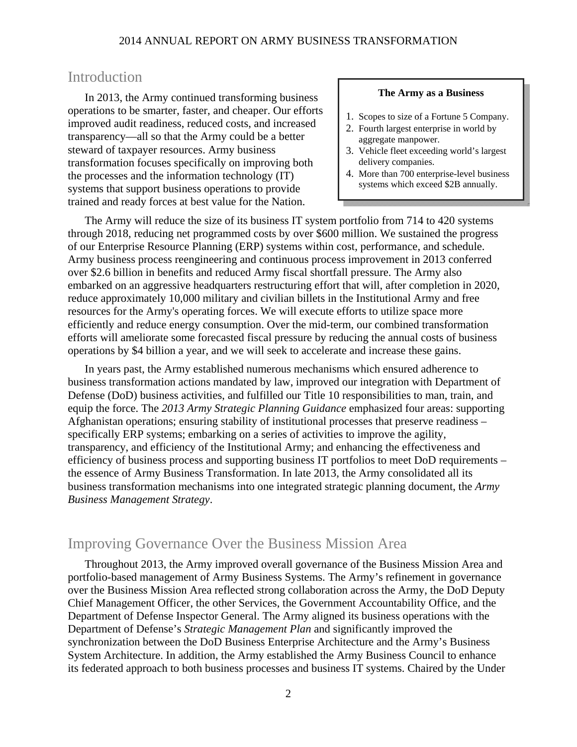## Introduction

In 2013, the Army continued transforming business operations to be smarter, faster, and cheaper. Our efforts improved audit readiness, reduced costs, and increased transparency—all so that the Army could be a better steward of taxpayer resources. Army business transformation focuses specifically on improving both the processes and the information technology (IT) systems that support business operations to provide trained and ready forces at best value for the Nation.

> **The Army as a Business**
>
> 1. Scopes to size of a Fortune 5 Company.
> 2. Fourth largest enterprise in world by aggregate manpower.
> 3. Vehicle fleet exceeding world's largest delivery companies.
> 4. More than 700 enterprise-level business systems which exceed $2B annually.

The Army will reduce the size of its business IT system portfolio from 714 to 420 systems through 2018, reducing net programmed costs by over $600 million. We sustained the progress of our Enterprise Resource Planning (ERP) systems within cost, performance, and schedule. Army business process reengineering and continuous process improvement in 2013 conferred over $2.6 billion in benefits and reduced Army fiscal shortfall pressure. The Army also embarked on an aggressive headquarters restructuring effort that will, after completion in 2020, reduce approximately 10,000 military and civilian billets in the Institutional Army and free resources for the Army's operating forces. We will execute efforts to utilize space more efficiently and reduce energy consumption. Over the mid-term, our combined transformation efforts will ameliorate some forecasted fiscal pressure by reducing the annual costs of business operations by $4 billion a year, and we will seek to accelerate and increase these gains.

In years past, the Army established numerous mechanisms which ensured adherence to business transformation actions mandated by law, improved our integration with Department of Defense (DoD) business activities, and fulfilled our Title 10 responsibilities to man, train, and equip the force. The *2013 Army Strategic Planning Guidance* emphasized four areas: supporting Afghanistan operations; ensuring stability of institutional processes that preserve readiness – specifically ERP systems; embarking on a series of activities to improve the agility, transparency, and efficiency of the Institutional Army; and enhancing the effectiveness and efficiency of business process and supporting business IT portfolios to meet DoD requirements – the essence of Army Business Transformation. In late 2013, the Army consolidated all its business transformation mechanisms into one integrated strategic planning document, the *Army Business Management Strategy*.

## Improving Governance Over the Business Mission Area

Throughout 2013, the Army improved overall governance of the Business Mission Area and portfolio-based management of Army Business Systems. The Army's refinement in governance over the Business Mission Area reflected strong collaboration across the Army, the DoD Deputy Chief Management Officer, the other Services, the Government Accountability Office, and the Department of Defense Inspector General. The Army aligned its business operations with the Department of Defense's *Strategic Management Plan* and significantly improved the synchronization between the DoD Business Enterprise Architecture and the Army's Business System Architecture. In addition, the Army established the Army Business Council to enhance its federated approach to both business processes and business IT systems. Chaired by the Under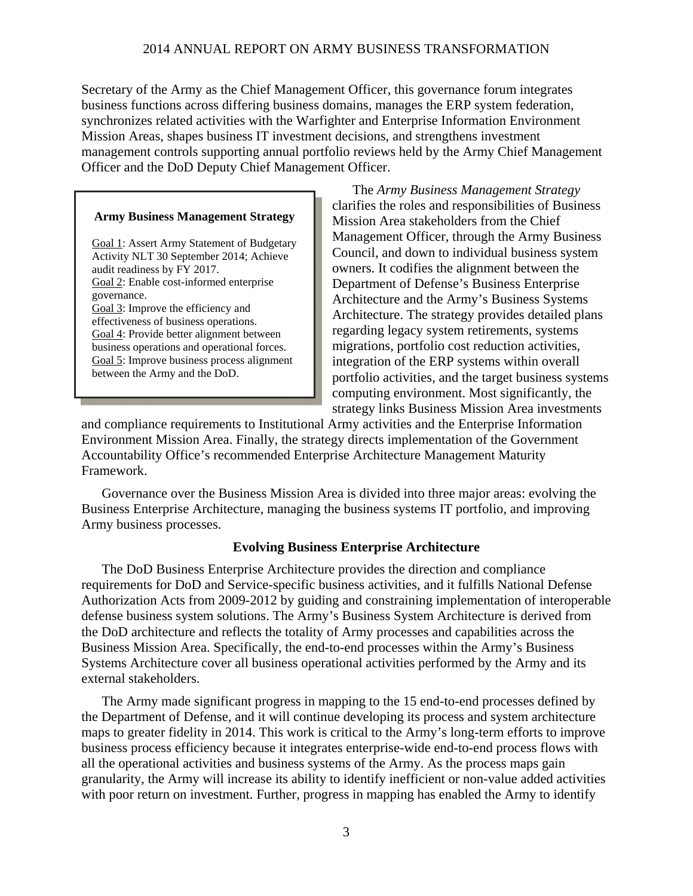Secretary of the Army as the Chief Management Officer, this governance forum integrates business functions across differing business domains, manages the ERP system federation, synchronizes related activities with the Warfighter and Enterprise Information Environment Mission Areas, shapes business IT investment decisions, and strengthens investment management controls supporting annual portfolio reviews held by the Army Chief Management Officer and the DoD Deputy Chief Management Officer.

> **Army Business Management Strategy**
>
> Goal 1: Assert Army Statement of Budgetary Activity NLT 30 September 2014; Achieve audit readiness by FY 2017.
> Goal 2: Enable cost-informed enterprise governance.
> Goal 3: Improve the efficiency and effectiveness of business operations.
> Goal 4: Provide better alignment between business operations and operational forces.
> Goal 5: Improve business process alignment between the Army and the DoD.

The *Army Business Management Strategy* clarifies the roles and responsibilities of Business Mission Area stakeholders from the Chief Management Officer, through the Army Business Council, and down to individual business system owners. It codifies the alignment between the Department of Defense's Business Enterprise Architecture and the Army's Business Systems Architecture. The strategy provides detailed plans regarding legacy system retirements, systems migrations, portfolio cost reduction activities, integration of the ERP systems within overall portfolio activities, and the target business systems computing environment. Most significantly, the strategy links Business Mission Area investments and compliance requirements to Institutional Army activities and the Enterprise Information Environment Mission Area. Finally, the strategy directs implementation of the Government Accountability Office's recommended Enterprise Architecture Management Maturity Framework.

Governance over the Business Mission Area is divided into three major areas: evolving the Business Enterprise Architecture, managing the business systems IT portfolio, and improving Army business processes.

### Evolving Business Enterprise Architecture

The DoD Business Enterprise Architecture provides the direction and compliance requirements for DoD and Service-specific business activities, and it fulfills National Defense Authorization Acts from 2009-2012 by guiding and constraining implementation of interoperable defense business system solutions. The Army's Business System Architecture is derived from the DoD architecture and reflects the totality of Army processes and capabilities across the Business Mission Area. Specifically, the end-to-end processes within the Army's Business Systems Architecture cover all business operational activities performed by the Army and its external stakeholders.

The Army made significant progress in mapping to the 15 end-to-end processes defined by the Department of Defense, and it will continue developing its process and system architecture maps to greater fidelity in 2014. This work is critical to the Army's long-term efforts to improve business process efficiency because it integrates enterprise-wide end-to-end process flows with all the operational activities and business systems of the Army. As the process maps gain granularity, the Army will increase its ability to identify inefficient or non-value added activities with poor return on investment. Further, progress in mapping has enabled the Army to identify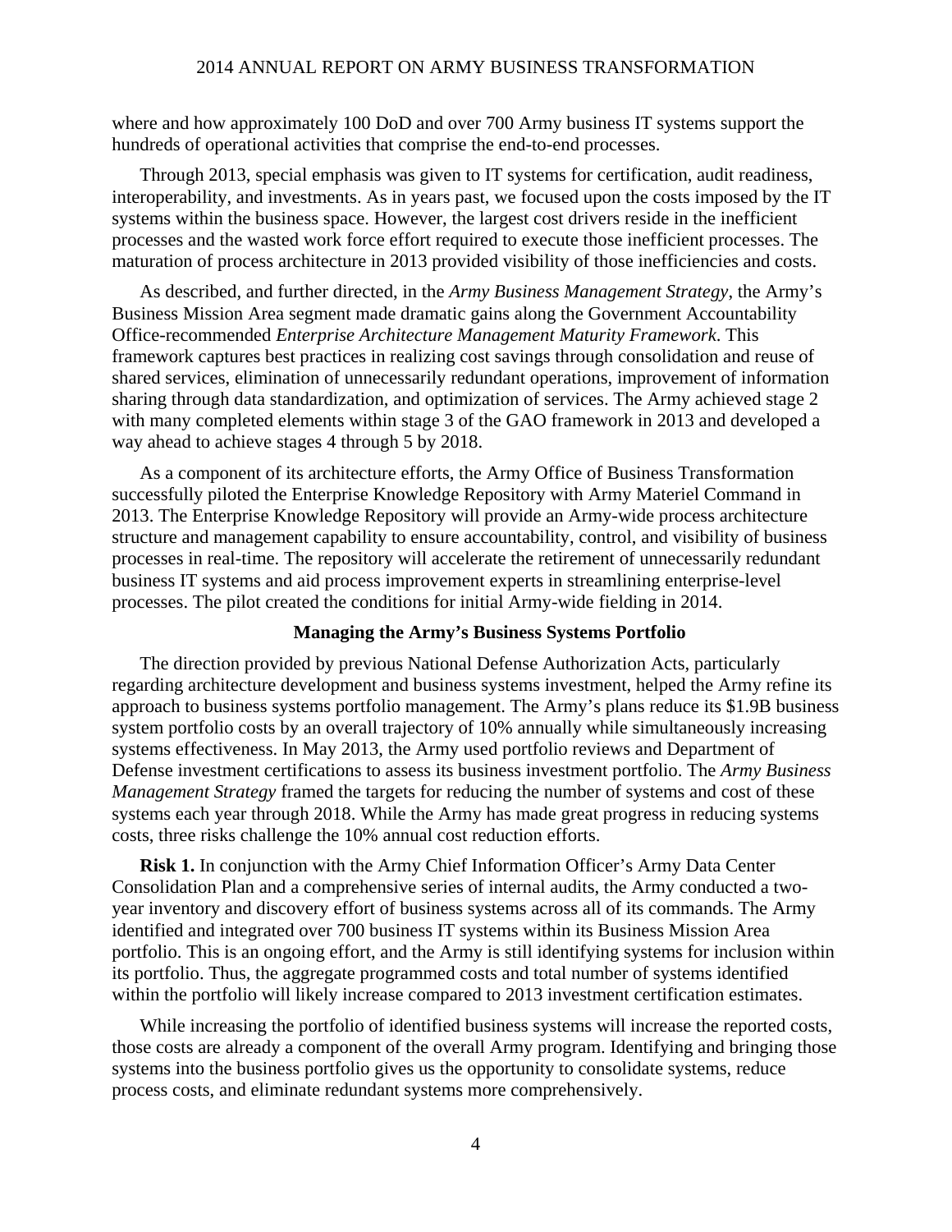where and how approximately 100 DoD and over 700 Army business IT systems support the hundreds of operational activities that comprise the end-to-end processes.

Through 2013, special emphasis was given to IT systems for certification, audit readiness, interoperability, and investments. As in years past, we focused upon the costs imposed by the IT systems within the business space. However, the largest cost drivers reside in the inefficient processes and the wasted work force effort required to execute those inefficient processes. The maturation of process architecture in 2013 provided visibility of those inefficiencies and costs.

As described, and further directed, in the *Army Business Management Strategy*, the Army's Business Mission Area segment made dramatic gains along the Government Accountability Office-recommended *Enterprise Architecture Management Maturity Framework*. This framework captures best practices in realizing cost savings through consolidation and reuse of shared services, elimination of unnecessarily redundant operations, improvement of information sharing through data standardization, and optimization of services. The Army achieved stage 2 with many completed elements within stage 3 of the GAO framework in 2013 and developed a way ahead to achieve stages 4 through 5 by 2018.

As a component of its architecture efforts, the Army Office of Business Transformation successfully piloted the Enterprise Knowledge Repository with Army Materiel Command in 2013. The Enterprise Knowledge Repository will provide an Army-wide process architecture structure and management capability to ensure accountability, control, and visibility of business processes in real-time. The repository will accelerate the retirement of unnecessarily redundant business IT systems and aid process improvement experts in streamlining enterprise-level processes. The pilot created the conditions for initial Army-wide fielding in 2014.

### Managing the Army's Business Systems Portfolio

The direction provided by previous National Defense Authorization Acts, particularly regarding architecture development and business systems investment, helped the Army refine its approach to business systems portfolio management. The Army's plans reduce its $1.9B business system portfolio costs by an overall trajectory of 10% annually while simultaneously increasing systems effectiveness. In May 2013, the Army used portfolio reviews and Department of Defense investment certifications to assess its business investment portfolio. The *Army Business Management Strategy* framed the targets for reducing the number of systems and cost of these systems each year through 2018. While the Army has made great progress in reducing systems costs, three risks challenge the 10% annual cost reduction efforts.

**Risk 1.** In conjunction with the Army Chief Information Officer's Army Data Center Consolidation Plan and a comprehensive series of internal audits, the Army conducted a two-year inventory and discovery effort of business systems across all of its commands. The Army identified and integrated over 700 business IT systems within its Business Mission Area portfolio. This is an ongoing effort, and the Army is still identifying systems for inclusion within its portfolio. Thus, the aggregate programmed costs and total number of systems identified within the portfolio will likely increase compared to 2013 investment certification estimates.

While increasing the portfolio of identified business systems will increase the reported costs, those costs are already a component of the overall Army program. Identifying and bringing those systems into the business portfolio gives us the opportunity to consolidate systems, reduce process costs, and eliminate redundant systems more comprehensively.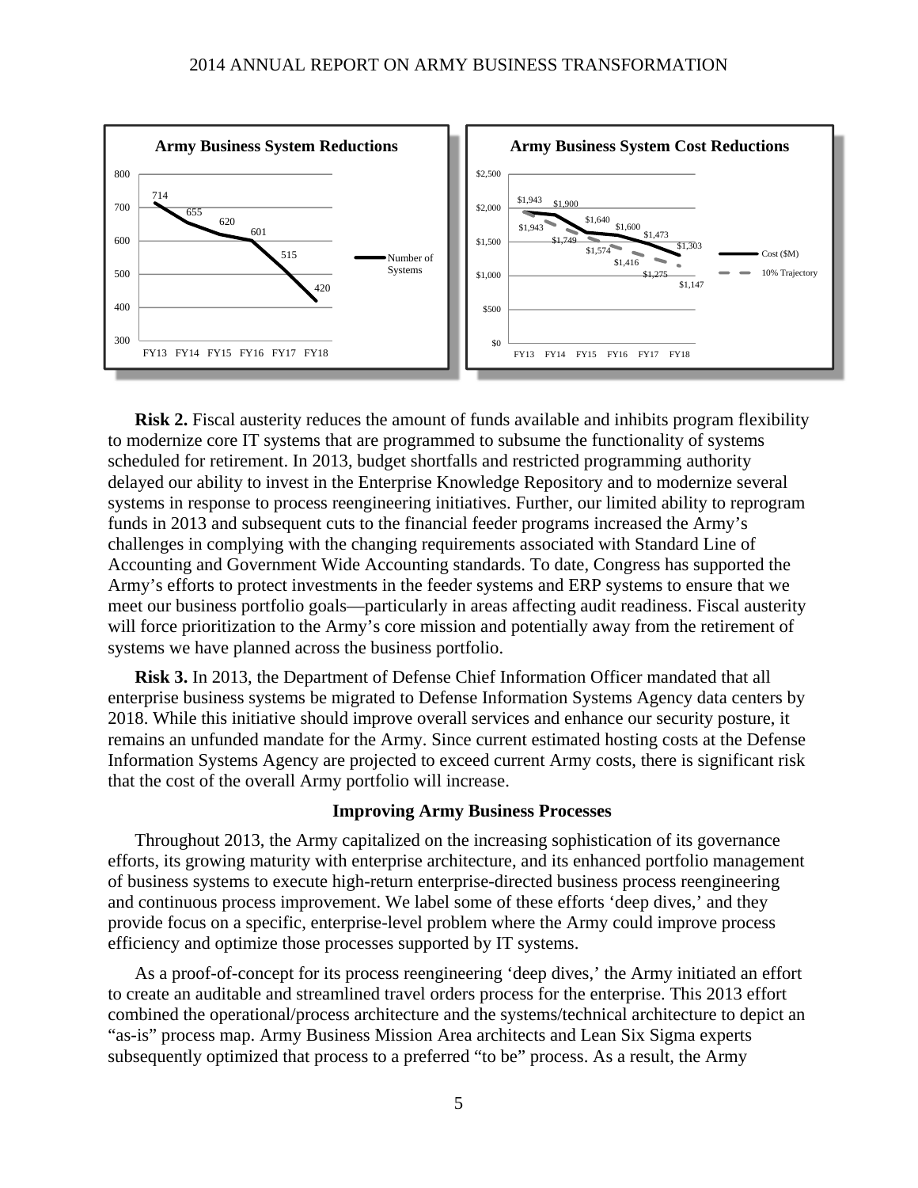**Army Business System Reductions**

| | FY13 | FY14 | FY15 | FY16 | FY17 | FY18 |
|---|---|---|---|---|---|---|
| Number of Systems | 714 | 655 | 620 | 601 | 515 | 420 |

**Army Business System Cost Reductions**

| | FY13 | FY14 | FY15 | FY16 | FY17 | FY18 |
|---|---|---|---|---|---|---|
| Cost ($M) | $1,943 | $1,900 | $1,640 | $1,600 | $1,473 | $1,303 |
| 10% Trajectory | $1,943 | $1,749 | $1,574 | $1,416 | $1,275 | $1,147 |

**Risk 2.** Fiscal austerity reduces the amount of funds available and inhibits program flexibility to modernize core IT systems that are programmed to subsume the functionality of systems scheduled for retirement. In 2013, budget shortfalls and restricted programming authority delayed our ability to invest in the Enterprise Knowledge Repository and to modernize several systems in response to process reengineering initiatives. Further, our limited ability to reprogram funds in 2013 and subsequent cuts to the financial feeder programs increased the Army's challenges in complying with the changing requirements associated with Standard Line of Accounting and Government Wide Accounting standards. To date, Congress has supported the Army's efforts to protect investments in the feeder systems and ERP systems to ensure that we meet our business portfolio goals—particularly in areas affecting audit readiness. Fiscal austerity will force prioritization to the Army's core mission and potentially away from the retirement of systems we have planned across the business portfolio.

**Risk 3.** In 2013, the Department of Defense Chief Information Officer mandated that all enterprise business systems be migrated to Defense Information Systems Agency data centers by 2018. While this initiative should improve overall services and enhance our security posture, it remains an unfunded mandate for the Army. Since current estimated hosting costs at the Defense Information Systems Agency are projected to exceed current Army costs, there is significant risk that the cost of the overall Army portfolio will increase.

### Improving Army Business Processes

Throughout 2013, the Army capitalized on the increasing sophistication of its governance efforts, its growing maturity with enterprise architecture, and its enhanced portfolio management of business systems to execute high-return enterprise-directed business process reengineering and continuous process improvement. We label some of these efforts 'deep dives,' and they provide focus on a specific, enterprise-level problem where the Army could improve process efficiency and optimize those processes supported by IT systems.

As a proof-of-concept for its process reengineering 'deep dives,' the Army initiated an effort to create an auditable and streamlined travel orders process for the enterprise. This 2013 effort combined the operational/process architecture and the systems/technical architecture to depict an "as-is" process map. Army Business Mission Area architects and Lean Six Sigma experts subsequently optimized that process to a preferred "to be" process. As a result, the Army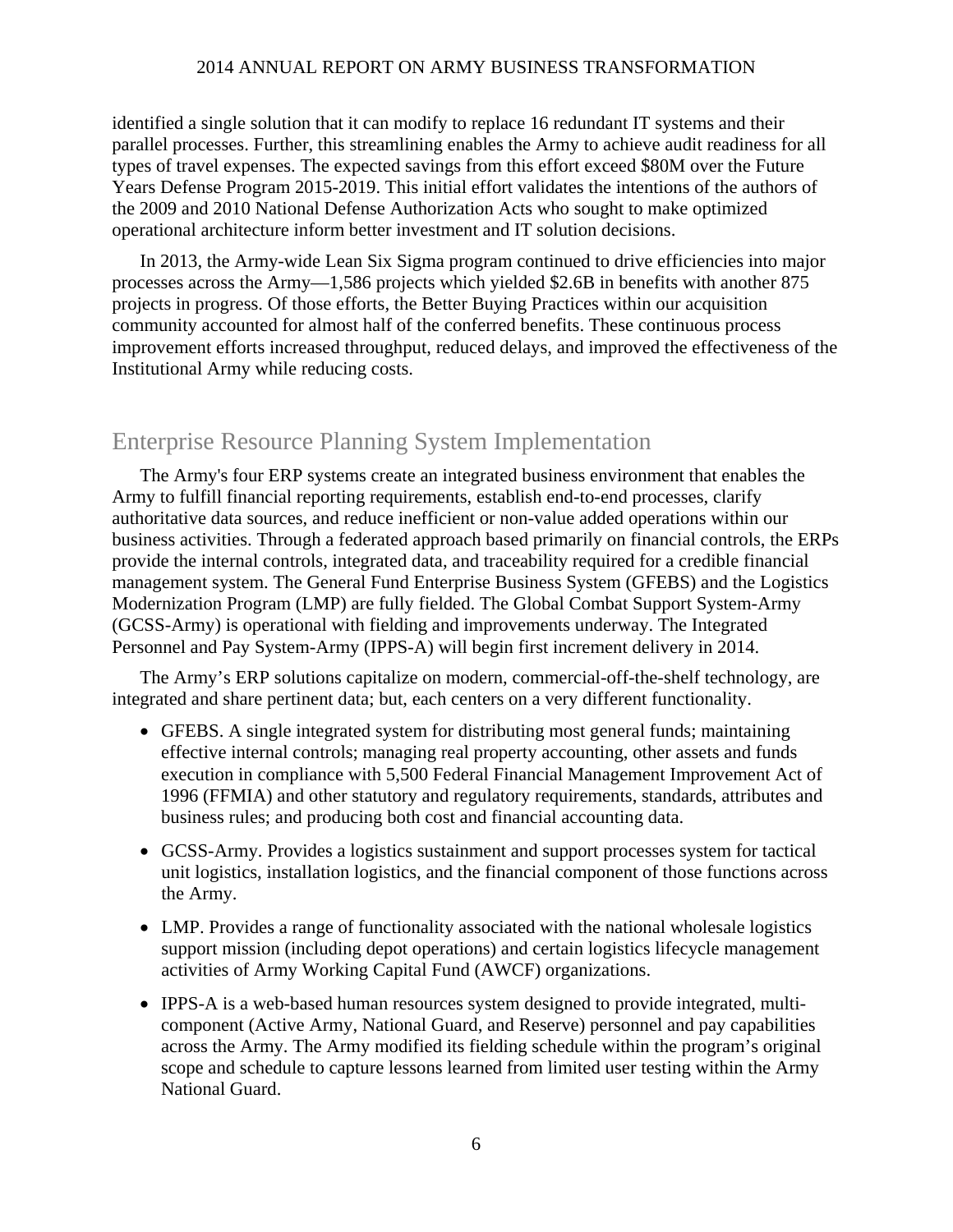identified a single solution that it can modify to replace 16 redundant IT systems and their parallel processes. Further, this streamlining enables the Army to achieve audit readiness for all types of travel expenses. The expected savings from this effort exceed $80M over the Future Years Defense Program 2015-2019. This initial effort validates the intentions of the authors of the 2009 and 2010 National Defense Authorization Acts who sought to make optimized operational architecture inform better investment and IT solution decisions.

In 2013, the Army-wide Lean Six Sigma program continued to drive efficiencies into major processes across the Army—1,586 projects which yielded $2.6B in benefits with another 875 projects in progress. Of those efforts, the Better Buying Practices within our acquisition community accounted for almost half of the conferred benefits. These continuous process improvement efforts increased throughput, reduced delays, and improved the effectiveness of the Institutional Army while reducing costs.

## Enterprise Resource Planning System Implementation

The Army's four ERP systems create an integrated business environment that enables the Army to fulfill financial reporting requirements, establish end-to-end processes, clarify authoritative data sources, and reduce inefficient or non-value added operations within our business activities. Through a federated approach based primarily on financial controls, the ERPs provide the internal controls, integrated data, and traceability required for a credible financial management system. The General Fund Enterprise Business System (GFEBS) and the Logistics Modernization Program (LMP) are fully fielded. The Global Combat Support System-Army (GCSS-Army) is operational with fielding and improvements underway. The Integrated Personnel and Pay System-Army (IPPS-A) will begin first increment delivery in 2014.

The Army's ERP solutions capitalize on modern, commercial-off-the-shelf technology, are integrated and share pertinent data; but, each centers on a very different functionality.

- GFEBS. A single integrated system for distributing most general funds; maintaining effective internal controls; managing real property accounting, other assets and funds execution in compliance with 5,500 Federal Financial Management Improvement Act of 1996 (FFMIA) and other statutory and regulatory requirements, standards, attributes and business rules; and producing both cost and financial accounting data.
- GCSS-Army. Provides a logistics sustainment and support processes system for tactical unit logistics, installation logistics, and the financial component of those functions across the Army.
- LMP. Provides a range of functionality associated with the national wholesale logistics support mission (including depot operations) and certain logistics lifecycle management activities of Army Working Capital Fund (AWCF) organizations.
- IPPS-A is a web-based human resources system designed to provide integrated, multi-component (Active Army, National Guard, and Reserve) personnel and pay capabilities across the Army. The Army modified its fielding schedule within the program's original scope and schedule to capture lessons learned from limited user testing within the Army National Guard.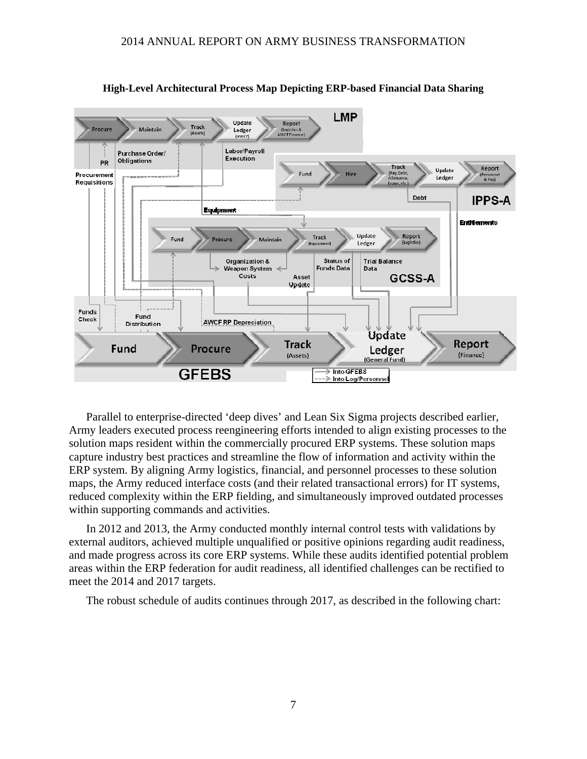**High-Level Architectural Process Map Depicting ERP-based Financial Data Sharing**

Parallel to enterprise-directed 'deep dives' and Lean Six Sigma projects described earlier, Army leaders executed process reengineering efforts intended to align existing processes to the solution maps resident within the commercially procured ERP systems. These solution maps capture industry best practices and streamline the flow of information and activity within the ERP system. By aligning Army logistics, financial, and personnel processes to these solution maps, the Army reduced interface costs (and their related transactional errors) for IT systems, reduced complexity within the ERP fielding, and simultaneously improved outdated processes within supporting commands and activities.

In 2012 and 2013, the Army conducted monthly internal control tests with validations by external auditors, achieved multiple unqualified or positive opinions regarding audit readiness, and made progress across its core ERP systems. While these audits identified potential problem areas within the ERP federation for audit readiness, all identified challenges can be rectified to meet the 2014 and 2017 targets.

The robust schedule of audits continues through 2017, as described in the following chart: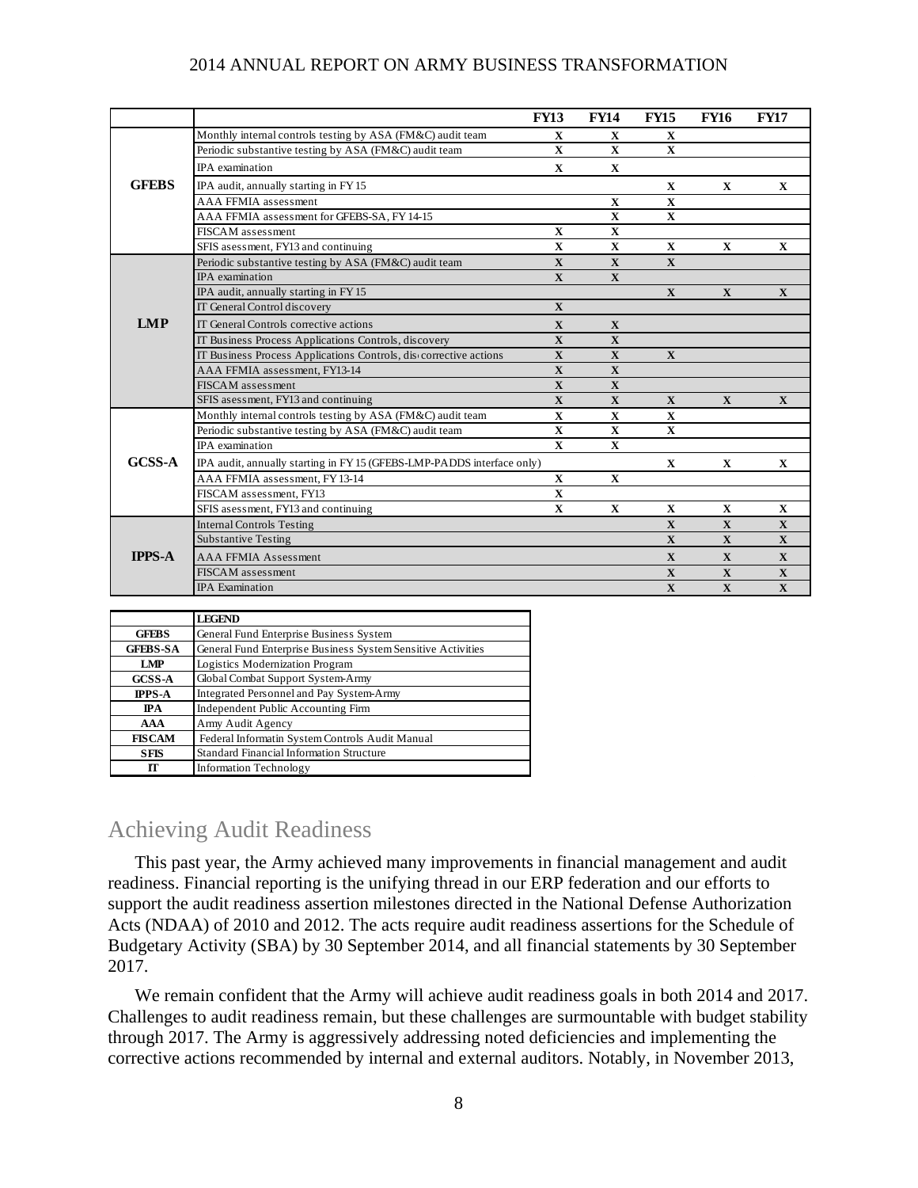| | | FY13 | FY14 | FY15 | FY16 | FY17 |
|---|---|---|---|---|---|---|
| **GFEBS** | Monthly internal controls testing by ASA (FM&C) audit team | X | X | X | | |
| | Periodic substantive testing by ASA (FM&C) audit team | X | X | X | | |
| | IPA examination | X | X | | | |
| | IPA audit, annually starting in FY 15 | | | X | X | X |
| | AAA FFMIA assessment | | X | X | | |
| | AAA FFMIA assessment for GFEBS-SA, FY 14-15 | | X | X | | |
| | FISCAM assessment | X | X | | | |
| | SFIS asessment, FY13 and continuing | X | X | X | X | X |
| **LMP** | Periodic substantive testing by ASA (FM&C) audit team | X | X | X | | |
| | IPA examination | X | X | | | |
| | IPA audit, annually starting in FY 15 | | | X | X | X |
| | IT General Control discovery | X | | | | |
| | IT General Controls corrective actions | X | X | | | |
| | IT Business Process Applications Controls, discovery | X | X | | | |
| | IT Business Process Applications Controls, dis corrective actions | X | X | X | | |
| | AAA FFMIA assessment, FY13-14 | X | X | | | |
| | FISCAM assessment | X | X | | | |
| | SFIS asessment, FY13 and continuing | X | X | X | X | X |
| **GCSS-A** | Monthly internal controls testing by ASA (FM&C) audit team | X | X | X | | |
| | Periodic substantive testing by ASA (FM&C) audit team | X | X | X | | |
| | IPA examination | X | X | | | |
| | IPA audit, annually starting in FY 15 (GFEBS-LMP-PADDS interface only) | | | X | X | X |
| | AAA FFMIA assessment, FY 13-14 | X | X | | | |
| | FISCAM assessment, FY13 | X | | | | |
| | SFIS asessment, FY13 and continuing | X | X | X | X | X |
| **IPPS-A** | Internal Controls Testing | | | X | X | X |
| | Substantive Testing | | | X | X | X |
| | AAA FFMIA Assessment | | | X | X | X |
| | FISCAM assessment | | | X | X | X |
| | IPA Examination | | | X | X | X |

| | LEGEND |
|---|---|
| GFEBS | General Fund Enterprise Business System |
| GFEBS-SA | General Fund Enterprise Business System Sensitive Activities |
| LMP | Logistics Modernization Program |
| GCSS-A | Global Combat Support System-Army |
| IPPS-A | Integrated Personnel and Pay System-Army |
| IPA | Independent Public Accounting Firm |
| AAA | Army Audit Agency |
| FISCAM | Federal Informatin System Controls Audit Manual |
| SFIS | Standard Financial Information Structure |
| IT | Information Technology |

## Achieving Audit Readiness

This past year, the Army achieved many improvements in financial management and audit readiness. Financial reporting is the unifying thread in our ERP federation and our efforts to support the audit readiness assertion milestones directed in the National Defense Authorization Acts (NDAA) of 2010 and 2012. The acts require audit readiness assertions for the Schedule of Budgetary Activity (SBA) by 30 September 2014, and all financial statements by 30 September 2017.

We remain confident that the Army will achieve audit readiness goals in both 2014 and 2017. Challenges to audit readiness remain, but these challenges are surmountable with budget stability through 2017. The Army is aggressively addressing noted deficiencies and implementing the corrective actions recommended by internal and external auditors. Notably, in November 2013,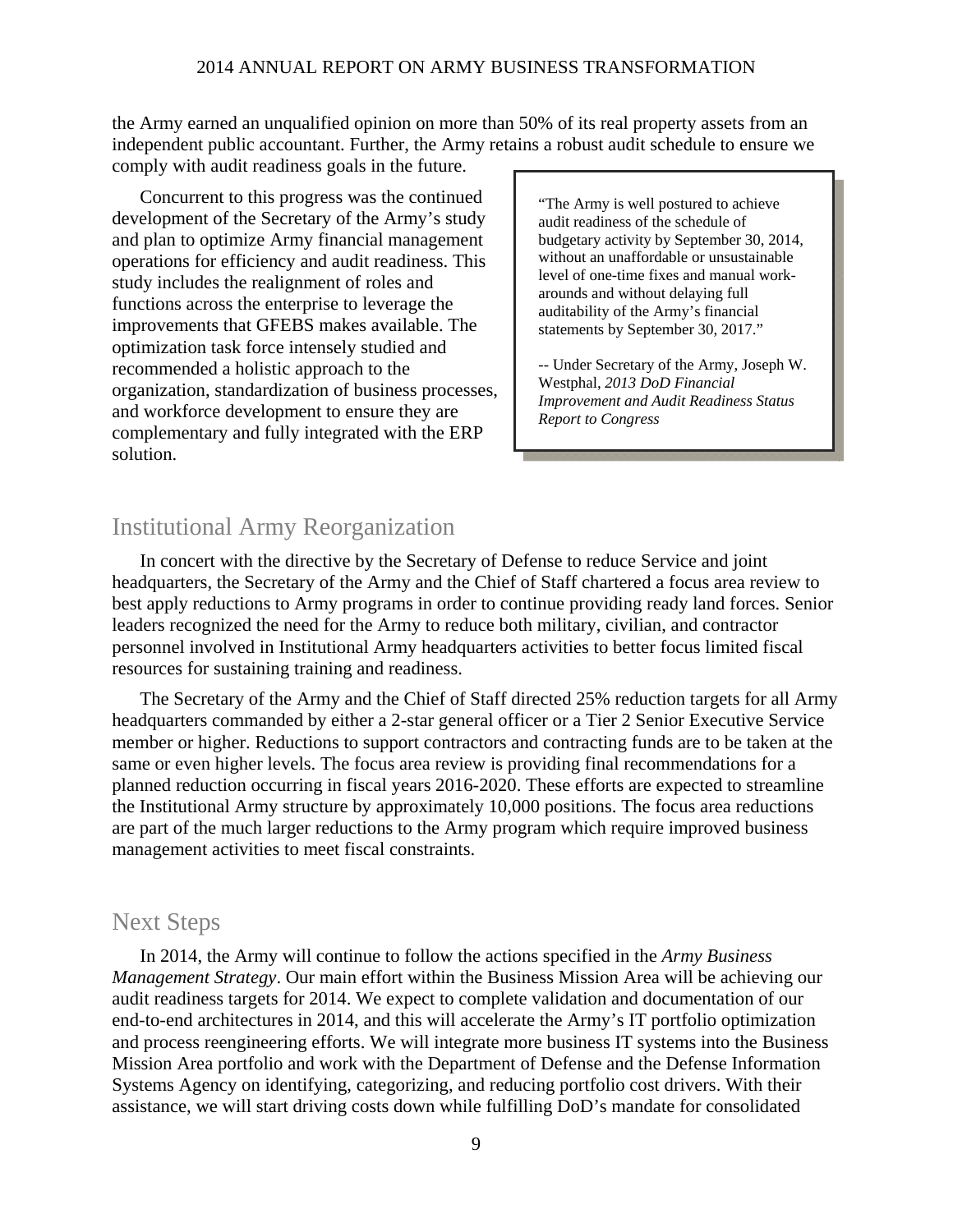the Army earned an unqualified opinion on more than 50% of its real property assets from an independent public accountant. Further, the Army retains a robust audit schedule to ensure we comply with audit readiness goals in the future.

Concurrent to this progress was the continued development of the Secretary of the Army's study and plan to optimize Army financial management operations for efficiency and audit readiness. This study includes the realignment of roles and functions across the enterprise to leverage the improvements that GFEBS makes available. The optimization task force intensely studied and recommended a holistic approach to the organization, standardization of business processes, and workforce development to ensure they are complementary and fully integrated with the ERP solution.

> "The Army is well postured to achieve audit readiness of the schedule of budgetary activity by September 30, 2014, without an unaffordable or unsustainable level of one-time fixes and manual work-arounds and without delaying full auditability of the Army's financial statements by September 30, 2017."
>
> -- Under Secretary of the Army, Joseph W. Westphal, *2013 DoD Financial Improvement and Audit Readiness Status Report to Congress*

## Institutional Army Reorganization

In concert with the directive by the Secretary of Defense to reduce Service and joint headquarters, the Secretary of the Army and the Chief of Staff chartered a focus area review to best apply reductions to Army programs in order to continue providing ready land forces. Senior leaders recognized the need for the Army to reduce both military, civilian, and contractor personnel involved in Institutional Army headquarters activities to better focus limited fiscal resources for sustaining training and readiness.

The Secretary of the Army and the Chief of Staff directed 25% reduction targets for all Army headquarters commanded by either a 2-star general officer or a Tier 2 Senior Executive Service member or higher. Reductions to support contractors and contracting funds are to be taken at the same or even higher levels. The focus area review is providing final recommendations for a planned reduction occurring in fiscal years 2016-2020. These efforts are expected to streamline the Institutional Army structure by approximately 10,000 positions. The focus area reductions are part of the much larger reductions to the Army program which require improved business management activities to meet fiscal constraints.

## Next Steps

In 2014, the Army will continue to follow the actions specified in the *Army Business Management Strategy*. Our main effort within the Business Mission Area will be achieving our audit readiness targets for 2014. We expect to complete validation and documentation of our end-to-end architectures in 2014, and this will accelerate the Army's IT portfolio optimization and process reengineering efforts. We will integrate more business IT systems into the Business Mission Area portfolio and work with the Department of Defense and the Defense Information Systems Agency on identifying, categorizing, and reducing portfolio cost drivers. With their assistance, we will start driving costs down while fulfilling DoD's mandate for consolidated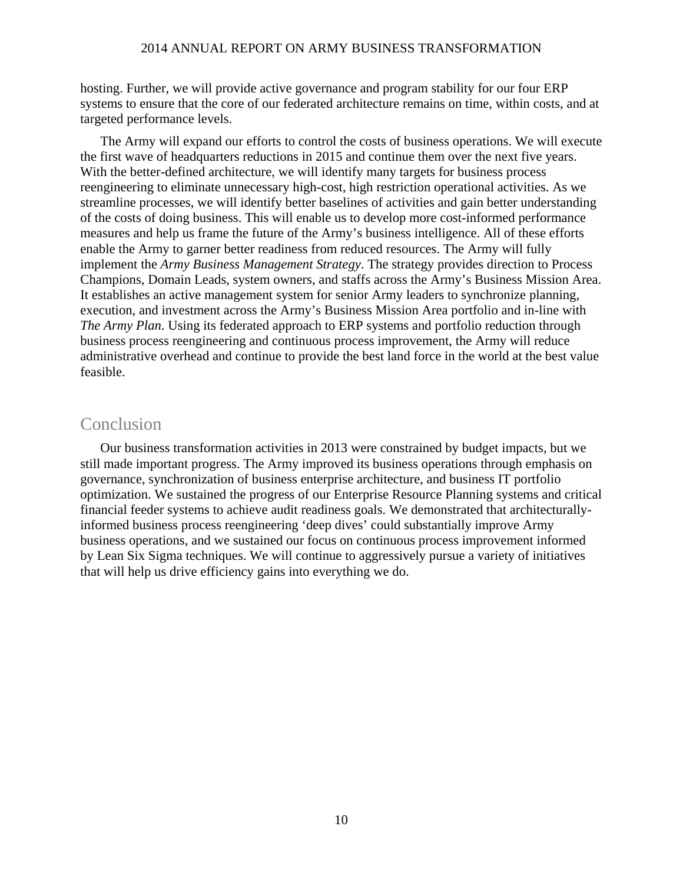hosting. Further, we will provide active governance and program stability for our four ERP systems to ensure that the core of our federated architecture remains on time, within costs, and at targeted performance levels.

The Army will expand our efforts to control the costs of business operations. We will execute the first wave of headquarters reductions in 2015 and continue them over the next five years. With the better-defined architecture, we will identify many targets for business process reengineering to eliminate unnecessary high-cost, high restriction operational activities. As we streamline processes, we will identify better baselines of activities and gain better understanding of the costs of doing business. This will enable us to develop more cost-informed performance measures and help us frame the future of the Army's business intelligence. All of these efforts enable the Army to garner better readiness from reduced resources. The Army will fully implement the *Army Business Management Strategy*. The strategy provides direction to Process Champions, Domain Leads, system owners, and staffs across the Army's Business Mission Area. It establishes an active management system for senior Army leaders to synchronize planning, execution, and investment across the Army's Business Mission Area portfolio and in-line with *The Army Plan*. Using its federated approach to ERP systems and portfolio reduction through business process reengineering and continuous process improvement, the Army will reduce administrative overhead and continue to provide the best land force in the world at the best value feasible.

## Conclusion

Our business transformation activities in 2013 were constrained by budget impacts, but we still made important progress. The Army improved its business operations through emphasis on governance, synchronization of business enterprise architecture, and business IT portfolio optimization. We sustained the progress of our Enterprise Resource Planning systems and critical financial feeder systems to achieve audit readiness goals. We demonstrated that architecturally-informed business process reengineering 'deep dives' could substantially improve Army business operations, and we sustained our focus on continuous process improvement informed by Lean Six Sigma techniques. We will continue to aggressively pursue a variety of initiatives that will help us drive efficiency gains into everything we do.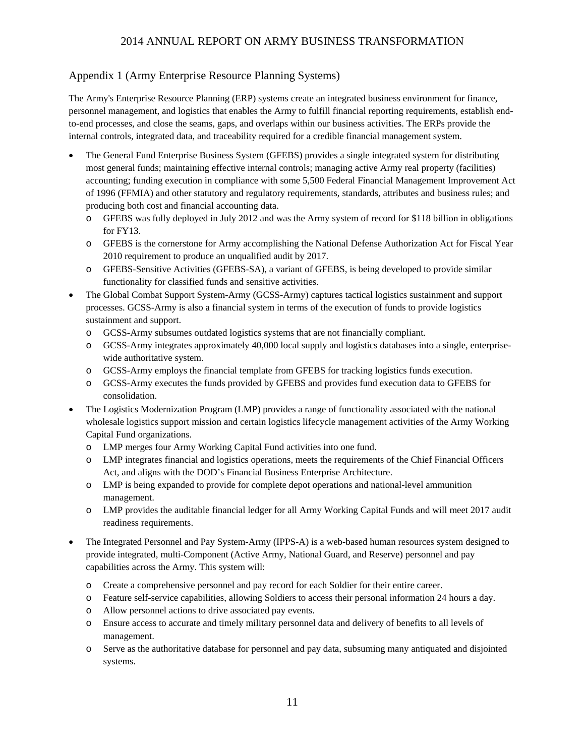## Appendix 1 (Army Enterprise Resource Planning Systems)

The Army's Enterprise Resource Planning (ERP) systems create an integrated business environment for finance, personnel management, and logistics that enables the Army to fulfill financial reporting requirements, establish end-to-end processes, and close the seams, gaps, and overlaps within our business activities. The ERPs provide the internal controls, integrated data, and traceability required for a credible financial management system.

- The General Fund Enterprise Business System (GFEBS) provides a single integrated system for distributing most general funds; maintaining effective internal controls; managing active Army real property (facilities) accounting; funding execution in compliance with some 5,500 Federal Financial Management Improvement Act of 1996 (FFMIA) and other statutory and regulatory requirements, standards, attributes and business rules; and producing both cost and financial accounting data.
  - GFEBS was fully deployed in July 2012 and was the Army system of record for $118 billion in obligations for FY13.
  - GFEBS is the cornerstone for Army accomplishing the National Defense Authorization Act for Fiscal Year 2010 requirement to produce an unqualified audit by 2017.
  - GFEBS-Sensitive Activities (GFEBS-SA), a variant of GFEBS, is being developed to provide similar functionality for classified funds and sensitive activities.
- The Global Combat Support System-Army (GCSS-Army) captures tactical logistics sustainment and support processes. GCSS-Army is also a financial system in terms of the execution of funds to provide logistics sustainment and support.
  - GCSS-Army subsumes outdated logistics systems that are not financially compliant.
  - GCSS-Army integrates approximately 40,000 local supply and logistics databases into a single, enterprise-wide authoritative system.
  - GCSS-Army employs the financial template from GFEBS for tracking logistics funds execution.
  - GCSS-Army executes the funds provided by GFEBS and provides fund execution data to GFEBS for consolidation.
- The Logistics Modernization Program (LMP) provides a range of functionality associated with the national wholesale logistics support mission and certain logistics lifecycle management activities of the Army Working Capital Fund organizations.
  - LMP merges four Army Working Capital Fund activities into one fund.
  - LMP integrates financial and logistics operations, meets the requirements of the Chief Financial Officers Act, and aligns with the DOD's Financial Business Enterprise Architecture.
  - LMP is being expanded to provide for complete depot operations and national-level ammunition management.
  - LMP provides the auditable financial ledger for all Army Working Capital Funds and will meet 2017 audit readiness requirements.
- The Integrated Personnel and Pay System-Army (IPPS-A) is a web-based human resources system designed to provide integrated, multi-Component (Active Army, National Guard, and Reserve) personnel and pay capabilities across the Army. This system will:
  - Create a comprehensive personnel and pay record for each Soldier for their entire career.
  - Feature self-service capabilities, allowing Soldiers to access their personal information 24 hours a day.
  - Allow personnel actions to drive associated pay events.
  - Ensure access to accurate and timely military personnel data and delivery of benefits to all levels of management.
  - Serve as the authoritative database for personnel and pay data, subsuming many antiquated and disjointed systems.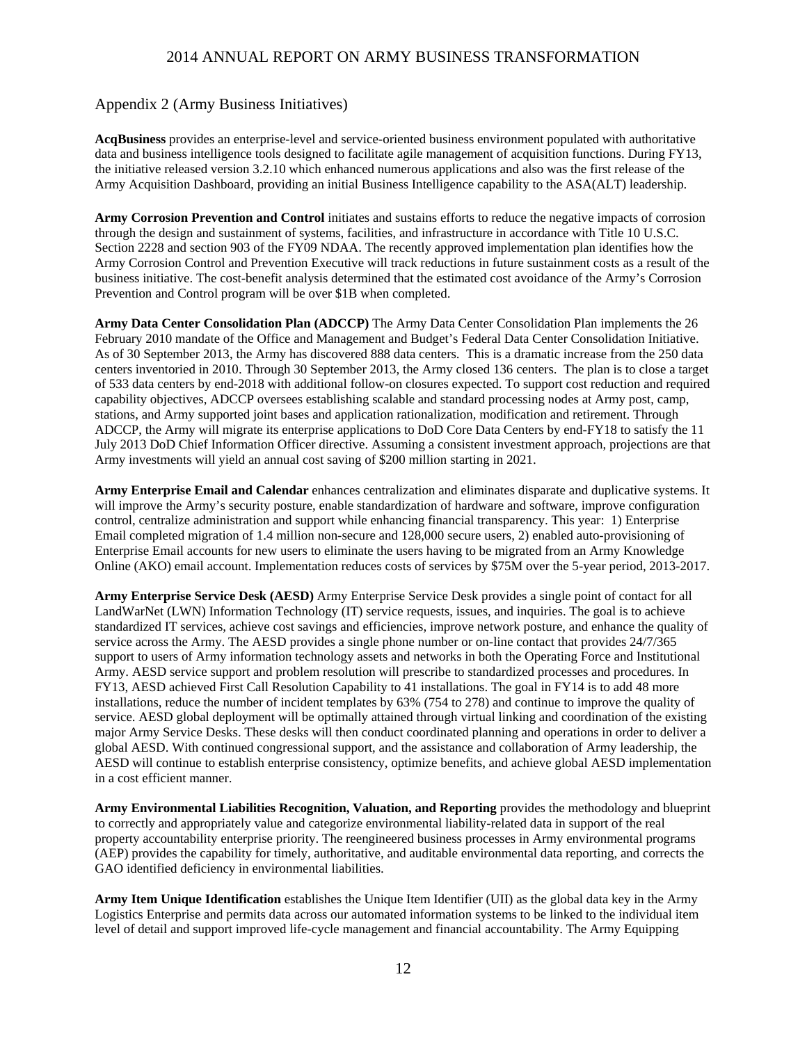## Appendix 2 (Army Business Initiatives)

**AcqBusiness** provides an enterprise-level and service-oriented business environment populated with authoritative data and business intelligence tools designed to facilitate agile management of acquisition functions. During FY13, the initiative released version 3.2.10 which enhanced numerous applications and also was the first release of the Army Acquisition Dashboard, providing an initial Business Intelligence capability to the ASA(ALT) leadership.

**Army Corrosion Prevention and Control** initiates and sustains efforts to reduce the negative impacts of corrosion through the design and sustainment of systems, facilities, and infrastructure in accordance with Title 10 U.S.C. Section 2228 and section 903 of the FY09 NDAA. The recently approved implementation plan identifies how the Army Corrosion Control and Prevention Executive will track reductions in future sustainment costs as a result of the business initiative. The cost-benefit analysis determined that the estimated cost avoidance of the Army's Corrosion Prevention and Control program will be over $1B when completed.

**Army Data Center Consolidation Plan (ADCCP)** The Army Data Center Consolidation Plan implements the 26 February 2010 mandate of the Office and Management and Budget's Federal Data Center Consolidation Initiative. As of 30 September 2013, the Army has discovered 888 data centers. This is a dramatic increase from the 250 data centers inventoried in 2010. Through 30 September 2013, the Army closed 136 centers. The plan is to close a target of 533 data centers by end-2018 with additional follow-on closures expected. To support cost reduction and required capability objectives, ADCCP oversees establishing scalable and standard processing nodes at Army post, camp, stations, and Army supported joint bases and application rationalization, modification and retirement. Through ADCCP, the Army will migrate its enterprise applications to DoD Core Data Centers by end-FY18 to satisfy the 11 July 2013 DoD Chief Information Officer directive. Assuming a consistent investment approach, projections are that Army investments will yield an annual cost saving of $200 million starting in 2021.

**Army Enterprise Email and Calendar** enhances centralization and eliminates disparate and duplicative systems. It will improve the Army's security posture, enable standardization of hardware and software, improve configuration control, centralize administration and support while enhancing financial transparency. This year: 1) Enterprise Email completed migration of 1.4 million non-secure and 128,000 secure users, 2) enabled auto-provisioning of Enterprise Email accounts for new users to eliminate the users having to be migrated from an Army Knowledge Online (AKO) email account. Implementation reduces costs of services by $75M over the 5-year period, 2013-2017.

**Army Enterprise Service Desk (AESD)** Army Enterprise Service Desk provides a single point of contact for all LandWarNet (LWN) Information Technology (IT) service requests, issues, and inquiries. The goal is to achieve standardized IT services, achieve cost savings and efficiencies, improve network posture, and enhance the quality of service across the Army. The AESD provides a single phone number or on-line contact that provides 24/7/365 support to users of Army information technology assets and networks in both the Operating Force and Institutional Army. AESD service support and problem resolution will prescribe to standardized processes and procedures. In FY13, AESD achieved First Call Resolution Capability to 41 installations. The goal in FY14 is to add 48 more installations, reduce the number of incident templates by 63% (754 to 278) and continue to improve the quality of service. AESD global deployment will be optimally attained through virtual linking and coordination of the existing major Army Service Desks. These desks will then conduct coordinated planning and operations in order to deliver a global AESD. With continued congressional support, and the assistance and collaboration of Army leadership, the AESD will continue to establish enterprise consistency, optimize benefits, and achieve global AESD implementation in a cost efficient manner.

**Army Environmental Liabilities Recognition, Valuation, and Reporting** provides the methodology and blueprint to correctly and appropriately value and categorize environmental liability-related data in support of the real property accountability enterprise priority. The reengineered business processes in Army environmental programs (AEP) provides the capability for timely, authoritative, and auditable environmental data reporting, and corrects the GAO identified deficiency in environmental liabilities.

**Army Item Unique Identification** establishes the Unique Item Identifier (UII) as the global data key in the Army Logistics Enterprise and permits data across our automated information systems to be linked to the individual item level of detail and support improved life-cycle management and financial accountability. The Army Equipping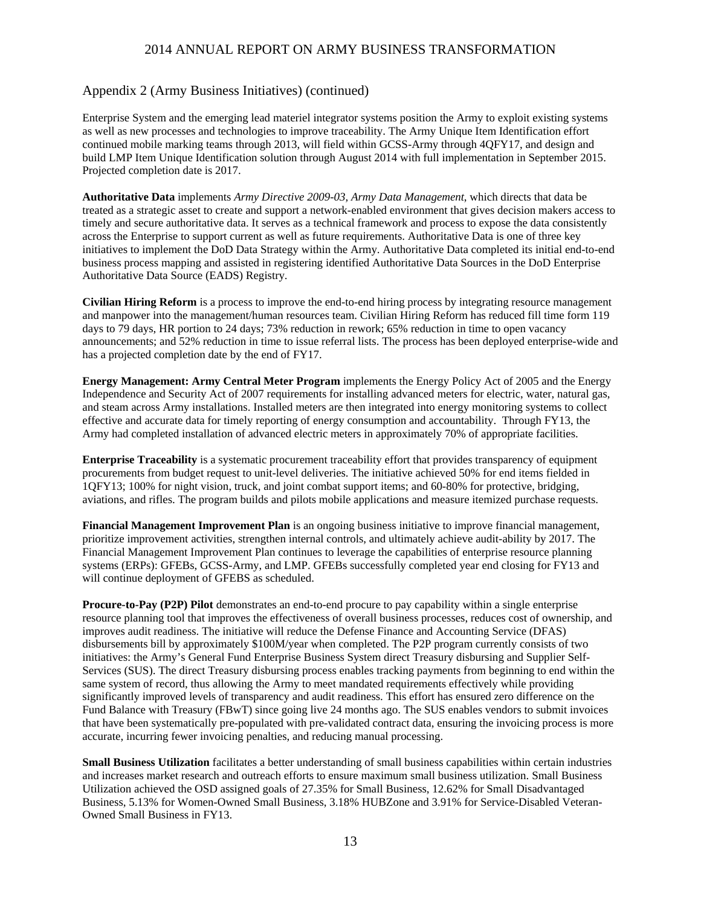## Appendix 2 (Army Business Initiatives) (continued)

Enterprise System and the emerging lead materiel integrator systems position the Army to exploit existing systems as well as new processes and technologies to improve traceability. The Army Unique Item Identification effort continued mobile marking teams through 2013, will field within GCSS-Army through 4QFY17, and design and build LMP Item Unique Identification solution through August 2014 with full implementation in September 2015. Projected completion date is 2017.

**Authoritative Data** implements *Army Directive 2009-03, Army Data Management*, which directs that data be treated as a strategic asset to create and support a network-enabled environment that gives decision makers access to timely and secure authoritative data. It serves as a technical framework and process to expose the data consistently across the Enterprise to support current as well as future requirements. Authoritative Data is one of three key initiatives to implement the DoD Data Strategy within the Army. Authoritative Data completed its initial end-to-end business process mapping and assisted in registering identified Authoritative Data Sources in the DoD Enterprise Authoritative Data Source (EADS) Registry.

**Civilian Hiring Reform** is a process to improve the end-to-end hiring process by integrating resource management and manpower into the management/human resources team. Civilian Hiring Reform has reduced fill time form 119 days to 79 days, HR portion to 24 days; 73% reduction in rework; 65% reduction in time to open vacancy announcements; and 52% reduction in time to issue referral lists. The process has been deployed enterprise-wide and has a projected completion date by the end of FY17.

**Energy Management: Army Central Meter Program** implements the Energy Policy Act of 2005 and the Energy Independence and Security Act of 2007 requirements for installing advanced meters for electric, water, natural gas, and steam across Army installations. Installed meters are then integrated into energy monitoring systems to collect effective and accurate data for timely reporting of energy consumption and accountability. Through FY13, the Army had completed installation of advanced electric meters in approximately 70% of appropriate facilities.

**Enterprise Traceability** is a systematic procurement traceability effort that provides transparency of equipment procurements from budget request to unit-level deliveries. The initiative achieved 50% for end items fielded in 1QFY13; 100% for night vision, truck, and joint combat support items; and 60-80% for protective, bridging, aviations, and rifles. The program builds and pilots mobile applications and measure itemized purchase requests.

**Financial Management Improvement Plan** is an ongoing business initiative to improve financial management, prioritize improvement activities, strengthen internal controls, and ultimately achieve audit-ability by 2017. The Financial Management Improvement Plan continues to leverage the capabilities of enterprise resource planning systems (ERPs): GFEBs, GCSS-Army, and LMP. GFEBs successfully completed year end closing for FY13 and will continue deployment of GFEBS as scheduled.

**Procure-to-Pay (P2P) Pilot** demonstrates an end-to-end procure to pay capability within a single enterprise resource planning tool that improves the effectiveness of overall business processes, reduces cost of ownership, and improves audit readiness. The initiative will reduce the Defense Finance and Accounting Service (DFAS) disbursements bill by approximately $100M/year when completed. The P2P program currently consists of two initiatives: the Army's General Fund Enterprise Business System direct Treasury disbursing and Supplier Self-Services (SUS). The direct Treasury disbursing process enables tracking payments from beginning to end within the same system of record, thus allowing the Army to meet mandated requirements effectively while providing significantly improved levels of transparency and audit readiness. This effort has ensured zero difference on the Fund Balance with Treasury (FBwT) since going live 24 months ago. The SUS enables vendors to submit invoices that have been systematically pre-populated with pre-validated contract data, ensuring the invoicing process is more accurate, incurring fewer invoicing penalties, and reducing manual processing.

**Small Business Utilization** facilitates a better understanding of small business capabilities within certain industries and increases market research and outreach efforts to ensure maximum small business utilization. Small Business Utilization achieved the OSD assigned goals of 27.35% for Small Business, 12.62% for Small Disadvantaged Business, 5.13% for Women-Owned Small Business, 3.18% HUBZone and 3.91% for Service-Disabled Veteran-Owned Small Business in FY13.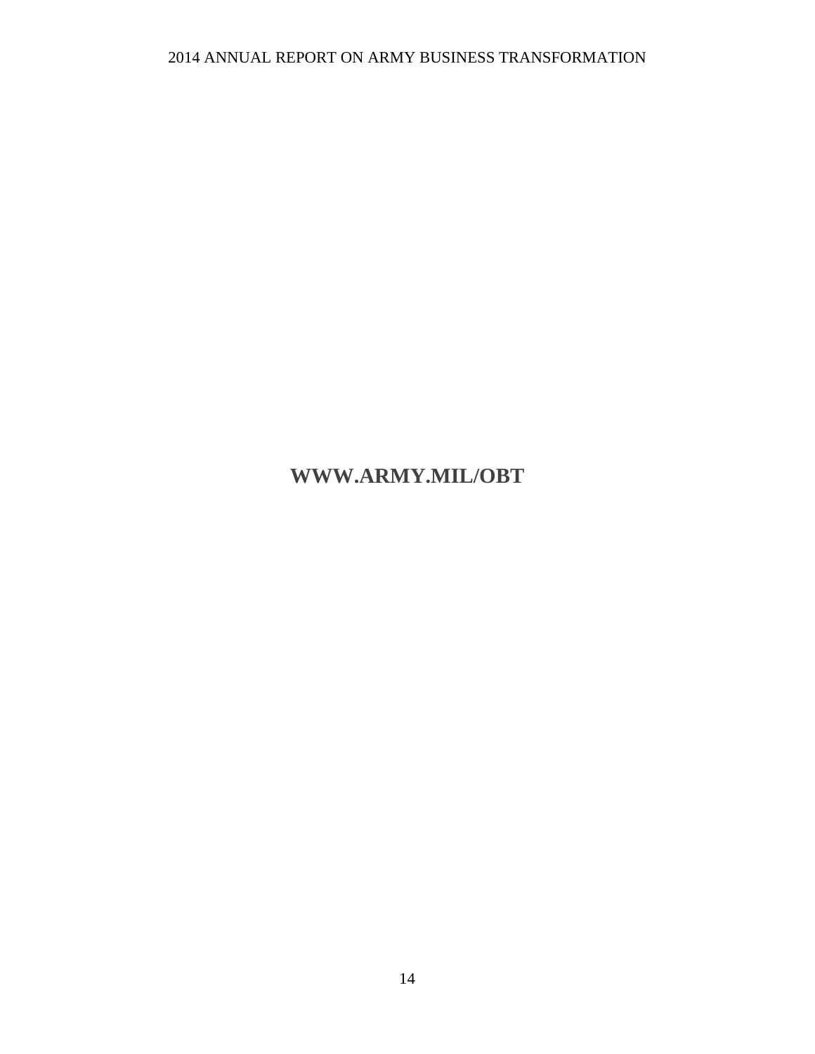**WWW.ARMY.MIL/OBT**